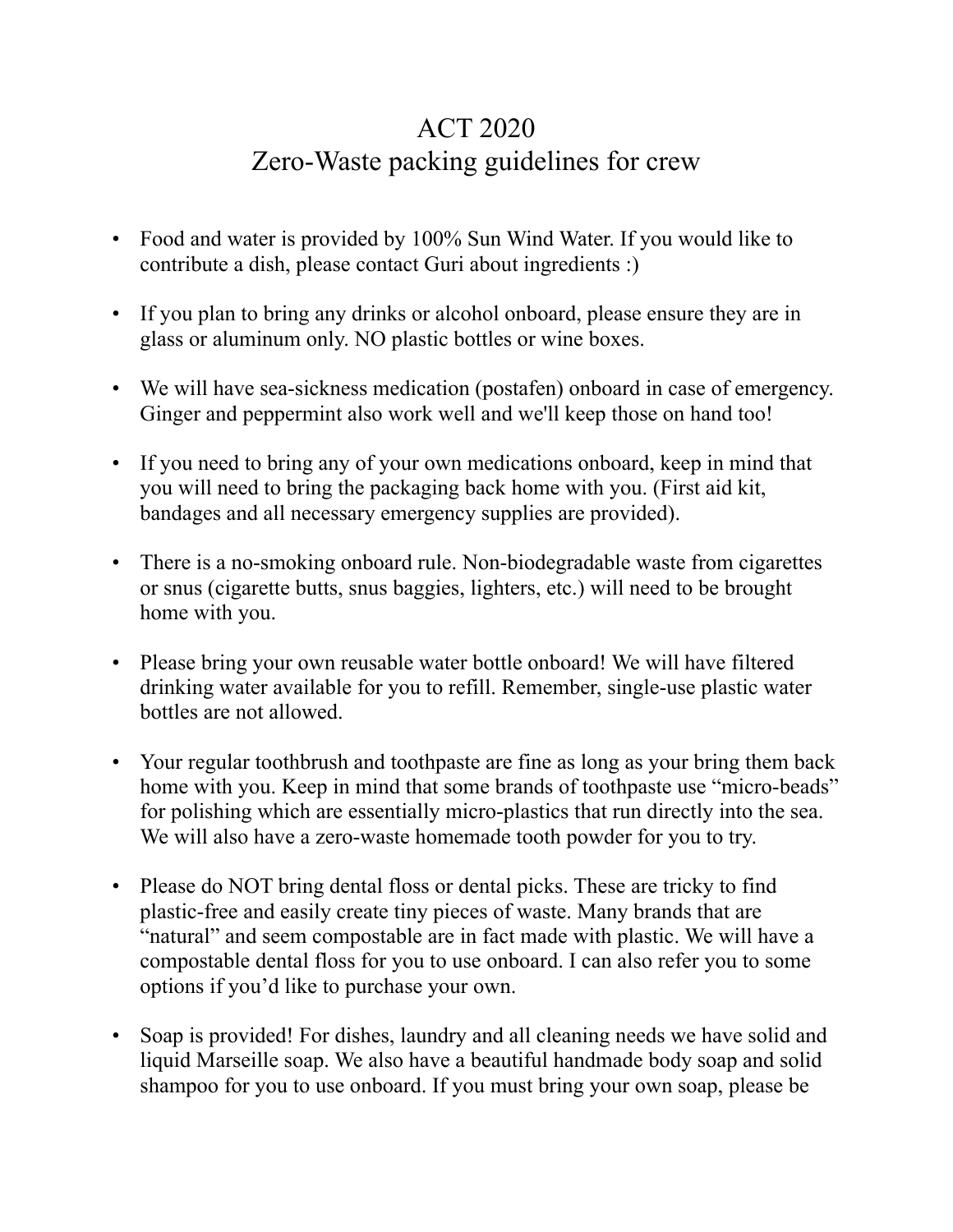# ACT 2020
## Zero-Waste packing guidelines for crew

- Food and water is provided by 100% Sun Wind Water. If you would like to contribute a dish, please contact Guri about ingredients :)

- If you plan to bring any drinks or alcohol onboard, please ensure they are in glass or aluminum only. NO plastic bottles or wine boxes.

- We will have sea-sickness medication (postafen) onboard in case of emergency. Ginger and peppermint also work well and we'll keep those on hand too!

- If you need to bring any of your own medications onboard, keep in mind that you will need to bring the packaging back home with you. (First aid kit, bandages and all necessary emergency supplies are provided).

- There is a no-smoking onboard rule. Non-biodegradable waste from cigarettes or snus (cigarette butts, snus baggies, lighters, etc.) will need to be brought home with you.

- Please bring your own reusable water bottle onboard! We will have filtered drinking water available for you to refill. Remember, single-use plastic water bottles are not allowed.

- Your regular toothbrush and toothpaste are fine as long as your bring them back home with you. Keep in mind that some brands of toothpaste use "micro-beads" for polishing which are essentially micro-plastics that run directly into the sea. We will also have a zero-waste homemade tooth powder for you to try.

- Please do NOT bring dental floss or dental picks. These are tricky to find plastic-free and easily create tiny pieces of waste. Many brands that are "natural" and seem compostable are in fact made with plastic. We will have a compostable dental floss for you to use onboard. I can also refer you to some options if you'd like to purchase your own.

- Soap is provided! For dishes, laundry and all cleaning needs we have solid and liquid Marseille soap. We also have a beautiful handmade body soap and solid shampoo for you to use onboard. If you must bring your own soap, please be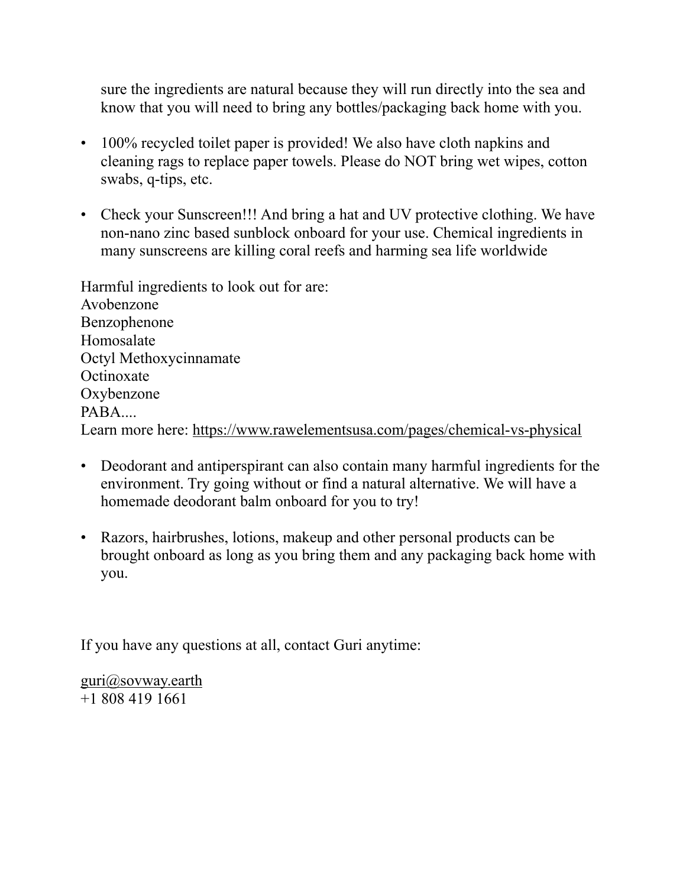sure the ingredients are natural because they will run directly into the sea and know that you will need to bring any bottles/packaging back home with you.

- 100% recycled toilet paper is provided! We also have cloth napkins and cleaning rags to replace paper towels. Please do NOT bring wet wipes, cotton swabs, q-tips, etc.

- Check your Sunscreen!!! And bring a hat and UV protective clothing. We have non-nano zinc based sunblock onboard for your use. Chemical ingredients in many sunscreens are killing coral reefs and harming sea life worldwide

Harmful ingredients to look out for are:  
Avobenzone  
Benzophenone  
Homosalate  
Octyl Methoxycinnamate  
Octinoxate  
Oxybenzone  
PABA....  
Learn more here: https://www.rawelementsusa.com/pages/chemical-vs-physical

- Deodorant and antiperspirant can also contain many harmful ingredients for the environment. Try going without or find a natural alternative. We will have a homemade deodorant balm onboard for you to try!

- Razors, hairbrushes, lotions, makeup and other personal products can be brought onboard as long as you bring them and any packaging back home with you.

If you have any questions at all, contact Guri anytime:

guri@sovway.earth  
+1 808 419 1661